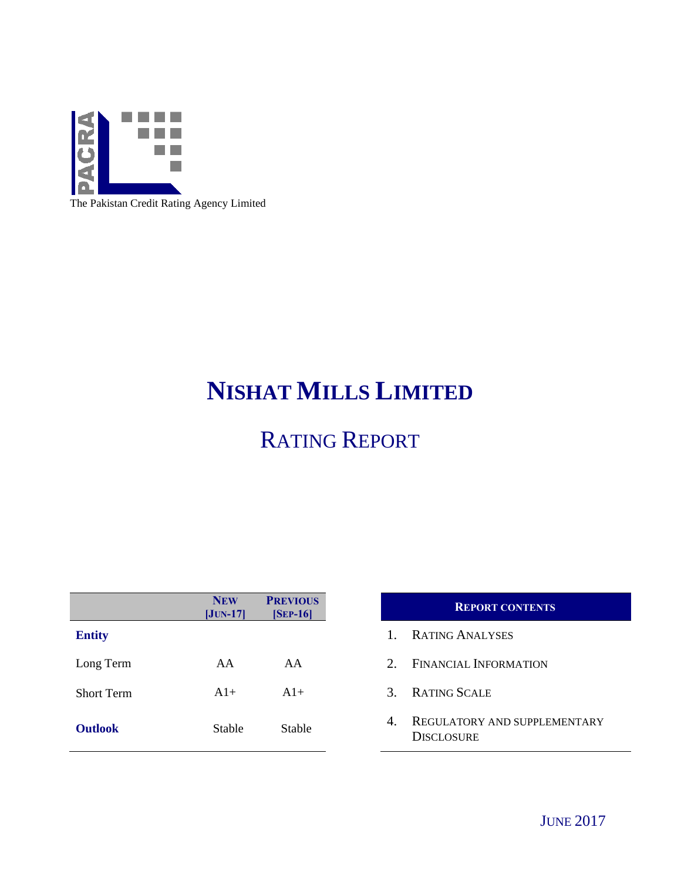PACRA

The Pakistan Credit Rating Agency Limited

# NISHAT MILLS LIMITED

## RATING REPORT

| | NEW [JUN-17] | PREVIOUS [SEP-16] |
|---|---|---|
| **Entity** | | |
| Long Term | AA | AA |
| Short Term | A1+ | A1+ |
| **Outlook** | Stable | Stable |

| REPORT CONTENTS |
|---|
| 1. RATING ANALYSES |
| 2. FINANCIAL INFORMATION |
| 3. RATING SCALE |
| 4. REGULATORY AND SUPPLEMENTARY DISCLOSURE |

JUNE 2017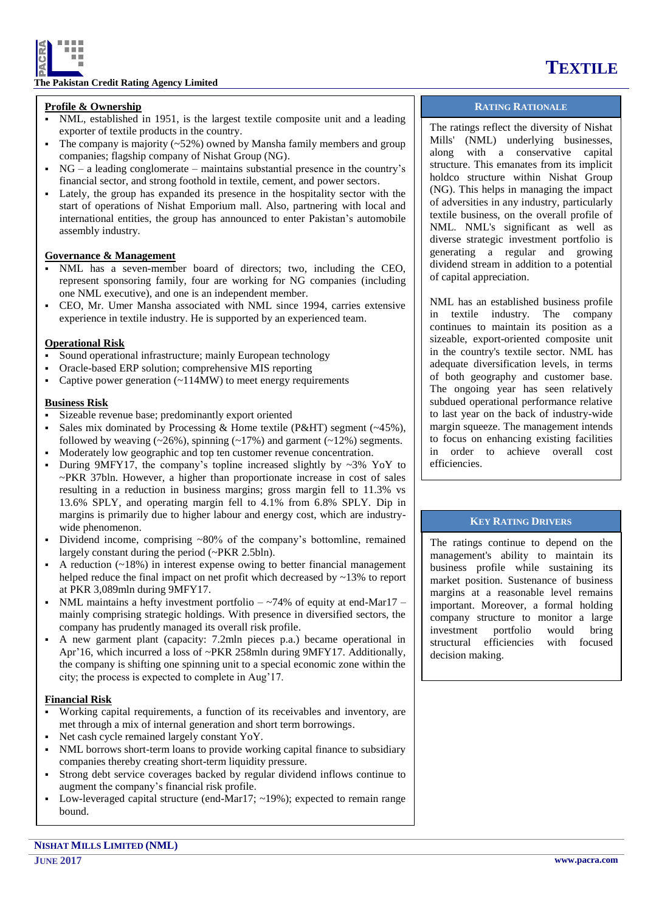## Profile & Ownership

- NML, established in 1951, is the largest textile composite unit and a leading exporter of textile products in the country.
- The company is majority (~52%) owned by Mansha family members and group companies; flagship company of Nishat Group (NG).
- NG – a leading conglomerate – maintains substantial presence in the country's financial sector, and strong foothold in textile, cement, and power sectors.
- Lately, the group has expanded its presence in the hospitality sector with the start of operations of Nishat Emporium mall. Also, partnering with local and international entities, the group has announced to enter Pakistan's automobile assembly industry.

## Governance & Management

- NML has a seven-member board of directors; two, including the CEO, represent sponsoring family, four are working for NG companies (including one NML executive), and one is an independent member.
- CEO, Mr. Umer Mansha associated with NML since 1994, carries extensive experience in textile industry. He is supported by an experienced team.

## Operational Risk

- Sound operational infrastructure; mainly European technology
- Oracle-based ERP solution; comprehensive MIS reporting
- Captive power generation (~114MW) to meet energy requirements

## Business Risk

- Sizeable revenue base; predominantly export oriented
- Sales mix dominated by Processing & Home textile (P&HT) segment (~45%), followed by weaving (~26%), spinning (~17%) and garment (~12%) segments.
- Moderately low geographic and top ten customer revenue concentration.
- During 9MFY17, the company's topline increased slightly by ~3% YoY to ~PKR 37bln. However, a higher than proportionate increase in cost of sales resulting in a reduction in business margins; gross margin fell to 11.3% vs 13.6% SPLY, and operating margin fell to 4.1% from 6.8% SPLY. Dip in margins is primarily due to higher labour and energy cost, which are industry-wide phenomenon.
- Dividend income, comprising ~80% of the company's bottomline, remained largely constant during the period (~PKR 2.5bln).
- A reduction (~18%) in interest expense owing to better financial management helped reduce the final impact on net profit which decreased by ~13% to report at PKR 3,089mln during 9MFY17.
- NML maintains a hefty investment portfolio – ~74% of equity at end-Mar17 – mainly comprising strategic holdings. With presence in diversified sectors, the company has prudently managed its overall risk profile.
- A new garment plant (capacity: 7.2mln pieces p.a.) became operational in Apr'16, which incurred a loss of ~PKR 258mln during 9MFY17. Additionally, the company is shifting one spinning unit to a special economic zone within the city; the process is expected to complete in Aug'17.

## Financial Risk

- Working capital requirements, a function of its receivables and inventory, are met through a mix of internal generation and short term borrowings.
- Net cash cycle remained largely constant YoY.
- NML borrows short-term loans to provide working capital finance to subsidiary companies thereby creating short-term liquidity pressure.
- Strong debt service coverages backed by regular dividend inflows continue to augment the company's financial risk profile.
- Low-leveraged capital structure (end-Mar17; ~19%); expected to remain range bound.

## Rating Rationale

The ratings reflect the diversity of Nishat Mills' (NML) underlying businesses, along with a conservative capital structure. This emanates from its implicit holdco structure within Nishat Group (NG). This helps in managing the impact of adversities in any industry, particularly textile business, on the overall profile of NML. NML's significant as well as diverse strategic investment portfolio is generating a regular and growing dividend stream in addition to a potential of capital appreciation.

NML has an established business profile in textile industry. The company continues to maintain its position as a sizeable, export-oriented composite unit in the country's textile sector. NML has adequate diversification levels, in terms of both geography and customer base. The ongoing year has seen relatively subdued operational performance relative to last year on the back of industry-wide margin squeeze. The management intends to focus on enhancing existing facilities in order to achieve overall cost efficiencies.

## Key Rating Drivers

The ratings continue to depend on the management's ability to maintain its business profile while sustaining its market position. Sustenance of business margins at a reasonable level remains important. Moreover, a formal holding company structure to monitor a large investment portfolio would bring structural efficiencies with focused decision making.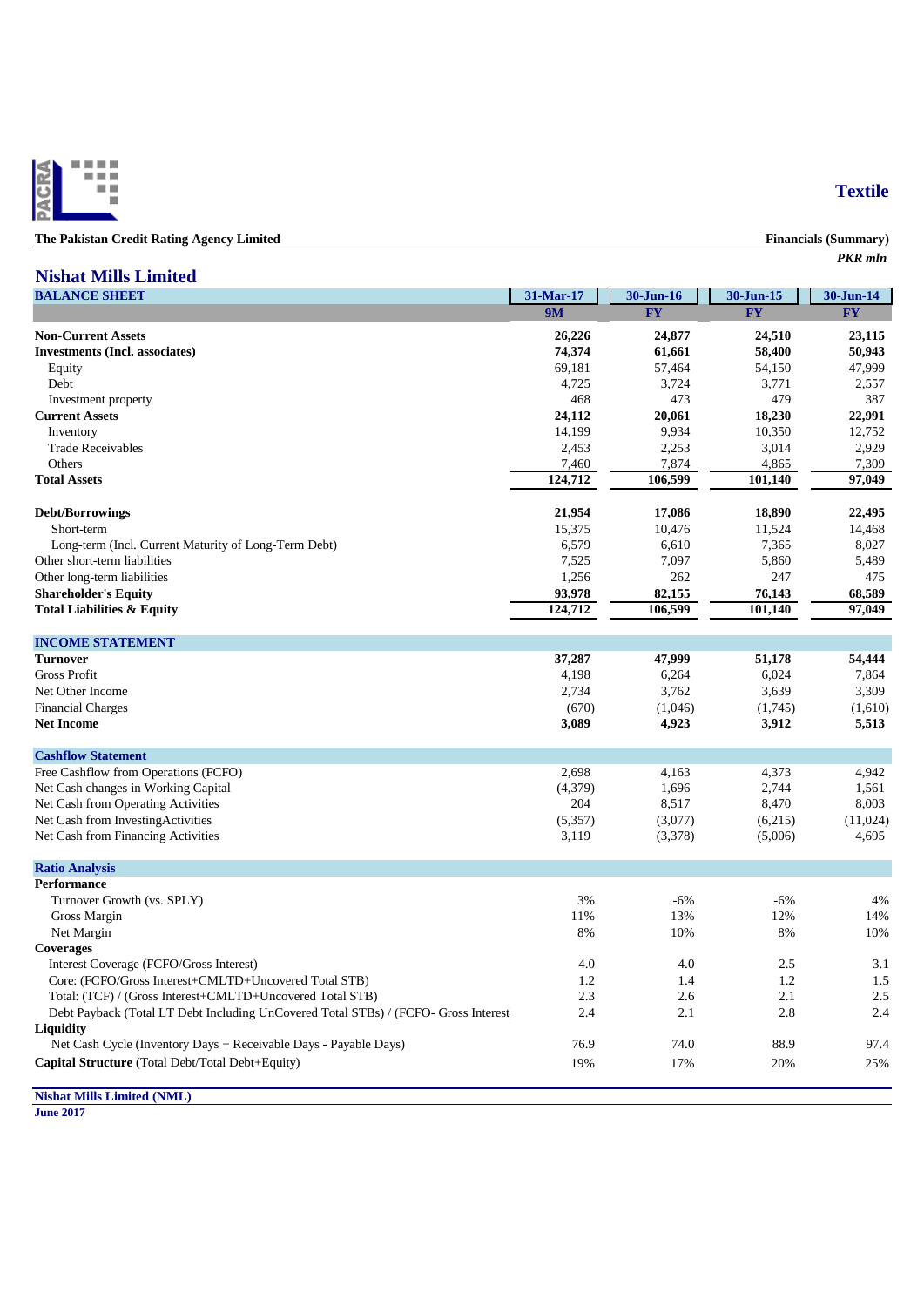**Textile**

**The Pakistan Credit Rating Agency Limited** — **Financials (Summary)**

*PKR mln*

## Nishat Mills Limited

| BALANCE SHEET | 31-Mar-17 | 30-Jun-16 | 30-Jun-15 | 30-Jun-14 |
|---|---|---|---|---|
| | 9M | FY | FY | FY |
| **Non-Current Assets** | **26,226** | **24,877** | **24,510** | **23,115** |
| **Investments (Incl. associates)** | **74,374** | **61,661** | **58,400** | **50,943** |
| Equity | 69,181 | 57,464 | 54,150 | 47,999 |
| Debt | 4,725 | 3,724 | 3,771 | 2,557 |
| Investment property | 468 | 473 | 479 | 387 |
| **Current Assets** | **24,112** | **20,061** | **18,230** | **22,991** |
| Inventory | 14,199 | 9,934 | 10,350 | 12,752 |
| Trade Receivables | 2,453 | 2,253 | 3,014 | 2,929 |
| Others | 7,460 | 7,874 | 4,865 | 7,309 |
| **Total Assets** | **124,712** | **106,599** | **101,140** | **97,049** |
| **Debt/Borrowings** | **21,954** | **17,086** | **18,890** | **22,495** |
| Short-term | 15,375 | 10,476 | 11,524 | 14,468 |
| Long-term (Incl. Current Maturity of Long-Term Debt) | 6,579 | 6,610 | 7,365 | 8,027 |
| Other short-term liabilities | 7,525 | 7,097 | 5,860 | 5,489 |
| Other long-term liabilities | 1,256 | 262 | 247 | 475 |
| **Shareholder's Equity** | **93,978** | **82,155** | **76,143** | **68,589** |
| **Total Liabilities & Equity** | **124,712** | **106,599** | **101,140** | **97,049** |
| **INCOME STATEMENT** | | | | |
| **Turnover** | **37,287** | **47,999** | **51,178** | **54,444** |
| Gross Profit | 4,198 | 6,264 | 6,024 | 7,864 |
| Net Other Income | 2,734 | 3,762 | 3,639 | 3,309 |
| Financial Charges | (670) | (1,046) | (1,745) | (1,610) |
| **Net Income** | **3,089** | **4,923** | **3,912** | **5,513** |
| **Cashflow Statement** | | | | |
| Free Cashflow from Operations (FCFO) | 2,698 | 4,163 | 4,373 | 4,942 |
| Net Cash changes in Working Capital | (4,379) | 1,696 | 2,744 | 1,561 |
| Net Cash from Operating Activities | 204 | 8,517 | 8,470 | 8,003 |
| Net Cash from InvestingActivities | (5,357) | (3,077) | (6,215) | (11,024) |
| Net Cash from Financing Activities | 3,119 | (3,378) | (5,006) | 4,695 |
| **Ratio Analysis** | | | | |
| **Performance** | | | | |
| Turnover Growth (vs. SPLY) | 3% | -6% | -6% | 4% |
| Gross Margin | 11% | 13% | 12% | 14% |
| Net Margin | 8% | 10% | 8% | 10% |
| **Coverages** | | | | |
| Interest Coverage (FCFO/Gross Interest) | 4.0 | 4.0 | 2.5 | 3.1 |
| Core: (FCFO/Gross Interest+CMLTD+Uncovered Total STB) | 1.2 | 1.4 | 1.2 | 1.5 |
| Total: (TCF) / (Gross Interest+CMLTD+Uncovered Total STB) | 2.3 | 2.6 | 2.1 | 2.5 |
| Debt Payback (Total LT Debt Including UnCovered Total STBs) / (FCFO- Gross Interest | 2.4 | 2.1 | 2.8 | 2.4 |
| **Liquidity** | | | | |
| Net Cash Cycle (Inventory Days + Receivable Days - Payable Days) | 76.9 | 74.0 | 88.9 | 97.4 |
| **Capital Structure** (Total Debt/Total Debt+Equity) | 19% | 17% | 20% | 25% |

**Nishat Mills Limited (NML)**
**June 2017**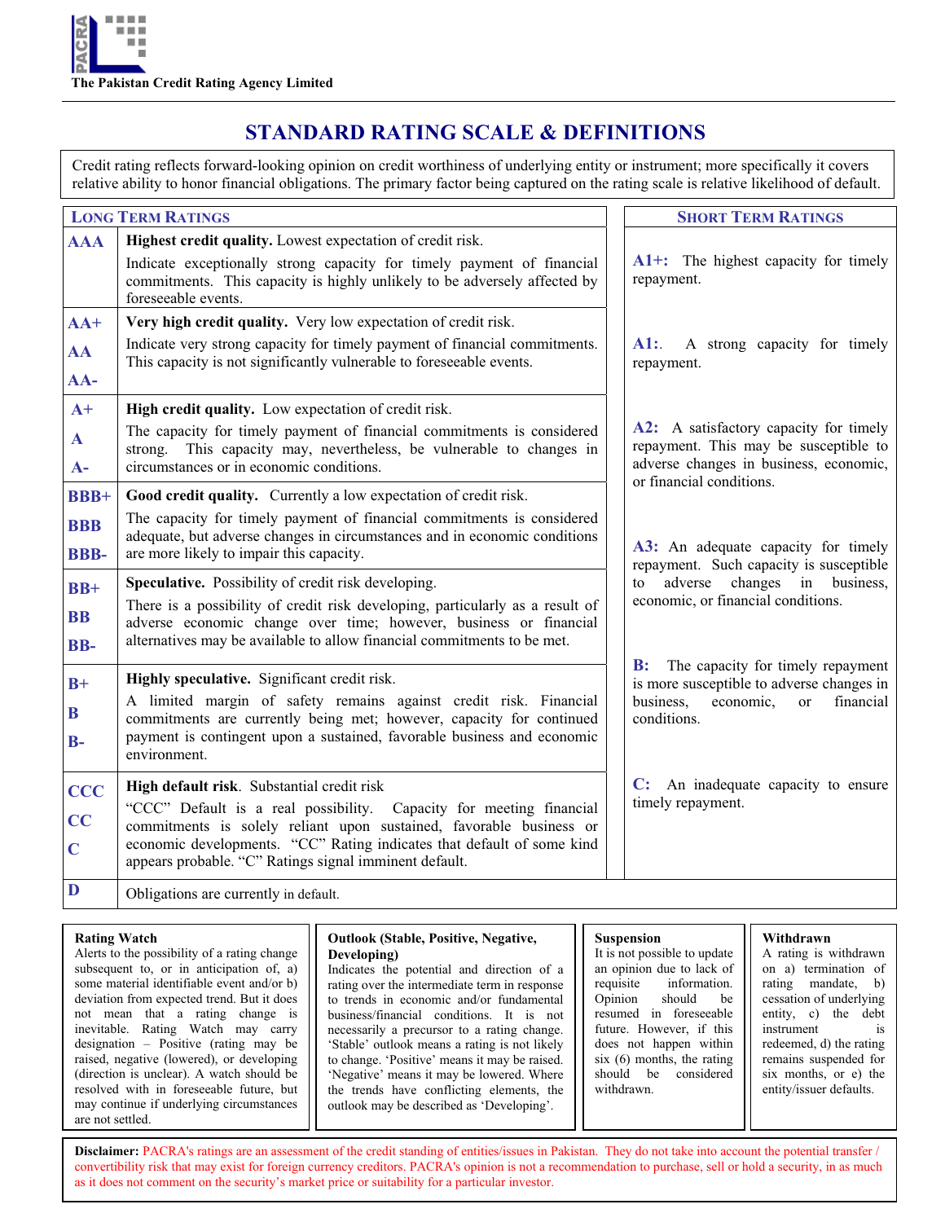The Pakistan Credit Rating Agency Limited

# STANDARD RATING SCALE & DEFINITIONS

Credit rating reflects forward-looking opinion on credit worthiness of underlying entity or instrument; more specifically it covers relative ability to honor financial obligations. The primary factor being captured on the rating scale is relative likelihood of default.

## Long Term Ratings

| Rating | Definition |
|---|---|
| **AAA** | **Highest credit quality.** Lowest expectation of credit risk. Indicate exceptionally strong capacity for timely payment of financial commitments. This capacity is highly unlikely to be adversely affected by foreseeable events. |
| **AA+** **AA** **AA-** | **Very high credit quality.** Very low expectation of credit risk. Indicate very strong capacity for timely payment of financial commitments. This capacity is not significantly vulnerable to foreseeable events. |
| **A+** **A** **A-** | **High credit quality.** Low expectation of credit risk. The capacity for timely payment of financial commitments is considered strong. This capacity may, nevertheless, be vulnerable to changes in circumstances or in economic conditions. |
| **BBB+** **BBB** **BBB-** | **Good credit quality.** Currently a low expectation of credit risk. The capacity for timely payment of financial commitments is considered adequate, but adverse changes in circumstances and in economic conditions are more likely to impair this capacity. |
| **BB+** **BB** **BB-** | **Speculative.** Possibility of credit risk developing. There is a possibility of credit risk developing, particularly as a result of adverse economic change over time; however, business or financial alternatives may be available to allow financial commitments to be met. |
| **B+** **B** **B-** | **Highly speculative.** Significant credit risk. A limited margin of safety remains against credit risk. Financial commitments are currently being met; however, capacity for continued payment is contingent upon a sustained, favorable business and economic environment. |
| **CCC** **CC** **C** | **High default risk**. Substantial credit risk "CCC" Default is a real possibility. Capacity for meeting financial commitments is solely reliant upon sustained, favorable business or economic developments. "CC" Rating indicates that default of some kind appears probable. "C" Ratings signal imminent default. |
| **D** | Obligations are currently in default. |

## Short Term Ratings

**A1+:** The highest capacity for timely repayment.

**A1:**. A strong capacity for timely repayment.

**A2:** A satisfactory capacity for timely repayment. This may be susceptible to adverse changes in business, economic, or financial conditions.

**A3:** An adequate capacity for timely repayment. Such capacity is susceptible to adverse changes in business, economic, or financial conditions.

**B:** The capacity for timely repayment is more susceptible to adverse changes in business, economic, or financial conditions.

**C:** An inadequate capacity to ensure timely repayment.

**Rating Watch**
Alerts to the possibility of a rating change subsequent to, or in anticipation of, a) some material identifiable event and/or b) deviation from expected trend. But it does not mean that a rating change is inevitable. Rating Watch may carry designation – Positive (rating may be raised, negative (lowered), or developing (direction is unclear). A watch should be resolved with in foreseeable future, but may continue if underlying circumstances are not settled.

**Outlook (Stable, Positive, Negative, Developing)**
Indicates the potential and direction of a rating over the intermediate term in response to trends in economic and/or fundamental business/financial conditions. It is not necessarily a precursor to a rating change. 'Stable' outlook means a rating is not likely to change. 'Positive' means it may be raised. 'Negative' means it may be lowered. Where the trends have conflicting elements, the outlook may be described as 'Developing'.

**Suspension**
It is not possible to update an opinion due to lack of requisite information. Opinion should be resumed in foreseeable future. However, if this does not happen within six (6) months, the rating should be considered withdrawn.

**Withdrawn**
A rating is withdrawn on a) termination of rating mandate, b) cessation of underlying entity, c) the debt instrument is redeemed, d) the rating remains suspended for six months, or e) the entity/issuer defaults.

**Disclaimer:** PACRA's ratings are an assessment of the credit standing of entities/issues in Pakistan. They do not take into account the potential transfer / convertibility risk that may exist for foreign currency creditors. PACRA's opinion is not a recommendation to purchase, sell or hold a security, in as much as it does not comment on the security's market price or suitability for a particular investor.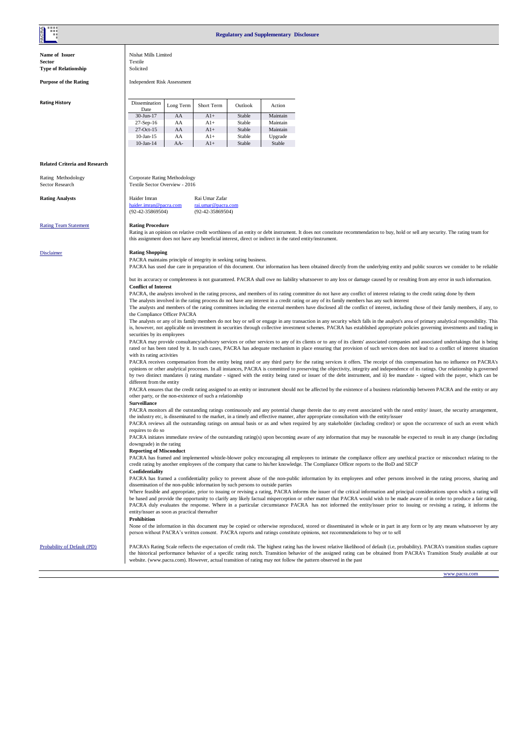## Regulatory and Supplementary Disclosure

**Name of Issuer** Nishat Mills Limited
**Sector** Textile
**Type of Relationship** Solicited

**Purpose of the Rating** Independent Risk Assessment

**Rating History**

| Dissemination Date | Long Term | Short Term | Outlook | Action |
|---|---|---|---|---|
| 30-Jun-17 | AA | A1+ | Stable | Maintain |
| 27-Sep-16 | AA | A1+ | Stable | Maintain |
| 27-Oct-15 | AA | A1+ | Stable | Maintain |
| 10-Jan-15 | AA | A1+ | Stable | Upgrade |
| 10-Jan-14 | AA- | A1+ | Stable | Stable |

**Related Criteria and Research**

Rating Methodology: Corporate Rating Methodology
Sector Research: Textile Sector Overview - 2016

**Rating Analysts**

Haider Imran
haider.imran@pacra.com
(92-42-35869504)

Rai Umar Zafar
rai.umar@pacra.com
(92-42-35869504)

**Rating Team Statement**

**Rating Procedure**
Rating is an opinion on relative credit worthiness of an entity or debt instrument. It does not constitute recommendation to buy, hold or sell any security. The rating team for this assignment does not have any beneficial interest, direct or indirect in the rated entity/instrument.

**Disclaimer**

**Rating Shopping**
PACRA maintains principle of integrity in seeking rating business.
PACRA has used due care in preparation of this document. Our information has been obtained directly from the underlying entity and public sources we consider to be reliable but its accuracy or completeness is not guaranteed. PACRA shall owe no liability whatsoever to any loss or damage caused by or resulting from any error in such information.

**Conflict of Interest**
PACRA, the analysts involved in the rating process, and members of its rating committee do not have any conflict of interest relating to the credit rating done by them
The analysts involved in the rating process do not have any interest in a credit rating or any of its family members has any such interest
The analysts and members of the rating committees including the external members have disclosed all the conflict of interest, including those of their family members, if any, to the Compliance Officer PACRA
The analysts or any of its family members do not buy or sell or engage in any transaction in any security which falls in the analyst's area of primary analytical responsibility. This is, however, not applicable on investment in securities through collective investment schemes. PACRA has established appropriate policies governing investments and trading in securities by its employees
PACRA may provide consultancy/advisory services or other services to any of its clients or to any of its clients' associated companies and associated undertakings that is being rated or has been rated by it. In such cases, PACRA has adequate mechanism in place ensuring that provision of such services does not lead to a conflict of interest situation with its rating activities
PACRA receives compensation from the entity being rated or any third party for the rating services it offers. The receipt of this compensation has no influence on PACRA's opinions or other analytical processes. In all instances, PACRA is committed to preserving the objectivity, integrity and independence of its ratings. Our relationship is governed by two distinct mandates i) rating mandate - signed with the entity being rated or issuer of the debt instrument, and ii) fee mandate - signed with the payer, which can be different from the entity
PACRA ensures that the credit rating assigned to an entity or instrument should not be affected by the existence of a business relationship between PACRA and the entity or any other party, or the non-existence of such a relationship

**Surveillance**
PACRA monitors all the outstanding ratings continuously and any potential change therein due to any event associated with the rated entity/ issuer, the security arrangement, the industry etc, is disseminated to the market, in a timely and effective manner, after appropriate consultation with the entity/issuer
PACRA reviews all the outstanding ratings on annual basis or as and when required by any stakeholder (including creditor) or upon the occurrence of such an event which requires to do so
PACRA initiates immediate review of the outstanding rating(s) upon becoming aware of any information that may be reasonable be expected to result in any change (including downgrade) in the rating

**Reporting of Misconduct**
PACRA has framed and implemented whistle-blower policy encouraging all employees to intimate the compliance officer any unethical practice or misconduct relating to the credit rating by another employees of the company that came to his/her knowledge. The Compliance Officer reports to the BoD and SECP

**Confidentiality**
PACRA has framed a confidentiality policy to prevent abuse of the non-public information by its employees and other persons involved in the rating process, sharing and dissemination of the non-public information by such persons to outside parties
Where feasible and appropriate, prior to issuing or revising a rating, PACRA informs the issuer of the critical information and principal considerations upon which a rating will be based and provide the opportunity to clarify any likely factual misperception or other matter that PACRA would wish to be made aware of in order to produce a fair rating. PACRA duly evaluates the response. Where in a particular circumstance PACRA has not informed the entity/issuer prior to issuing or revising a rating, it informs the entity/issuer as soon as practical thereafter

**Prohibition**
None of the information in this document may be copied or otherwise reproduced, stored or disseminated in whole or in part in any form or by any means whatsoever by any person without PACRA's written consent. PACRA reports and ratings constitute opinions, not recommendations to buy or to sell

**Probability of Default (PD)**

PACRA's Rating Scale reflects the expectation of credit risk. The highest rating has the lowest relative likelihood of default (i.e, probability). PACRA's transition studies capture the historical performance behavior of a specific rating notch. Transition behavior of the assigned rating can be obtained from PACRA's Transition Study available at our website. (www.pacra.com). However, actual transition of rating may not follow the pattern observed in the past